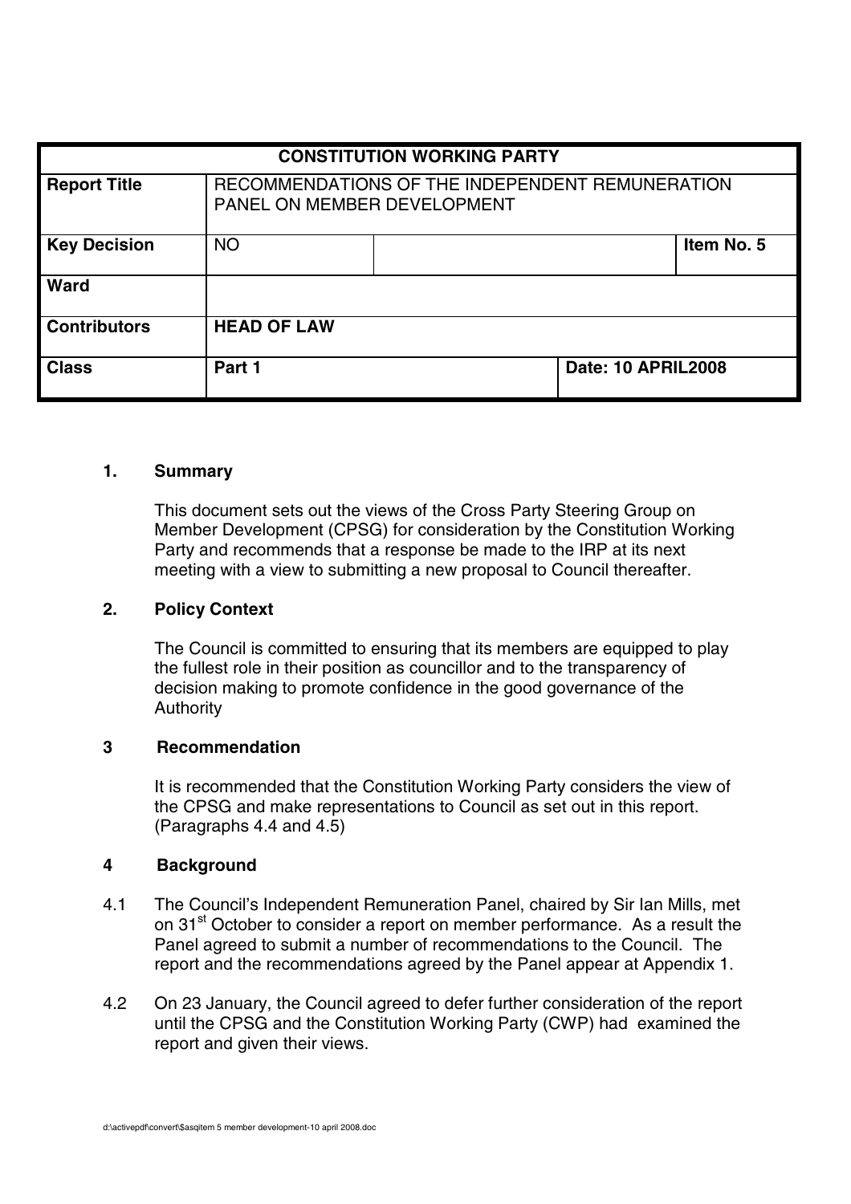| CONSTITUTION WORKING PARTY | | | | |
|---|---|---|---|---|
| **Report Title** | RECOMMENDATIONS OF THE INDEPENDENT REMUNERATION PANEL ON MEMBER DEVELOPMENT | | | |
| **Key Decision** | NO | | | **Item No. 5** |
| **Ward** | | | | |
| **Contributors** | **HEAD OF LAW** | | | |
| **Class** | **Part 1** | | **Date: 10 APRIL2008** | |

## 1. Summary

This document sets out the views of the Cross Party Steering Group on Member Development (CPSG) for consideration by the Constitution Working Party and recommends that a response be made to the IRP at its next meeting with a view to submitting a new proposal to Council thereafter.

## 2. Policy Context

The Council is committed to ensuring that its members are equipped to play the fullest role in their position as councillor and to the transparency of decision making to promote confidence in the good governance of the Authority

## 3 Recommendation

It is recommended that the Constitution Working Party considers the view of the CPSG and make representations to Council as set out in this report. (Paragraphs 4.4 and 4.5)

## 4 Background

4.1 The Council's Independent Remuneration Panel, chaired by Sir Ian Mills, met on 31st October to consider a report on member performance. As a result the Panel agreed to submit a number of recommendations to the Council. The report and the recommendations agreed by the Panel appear at Appendix 1.

4.2 On 23 January, the Council agreed to defer further consideration of the report until the CPSG and the Constitution Working Party (CWP) had examined the report and given their views.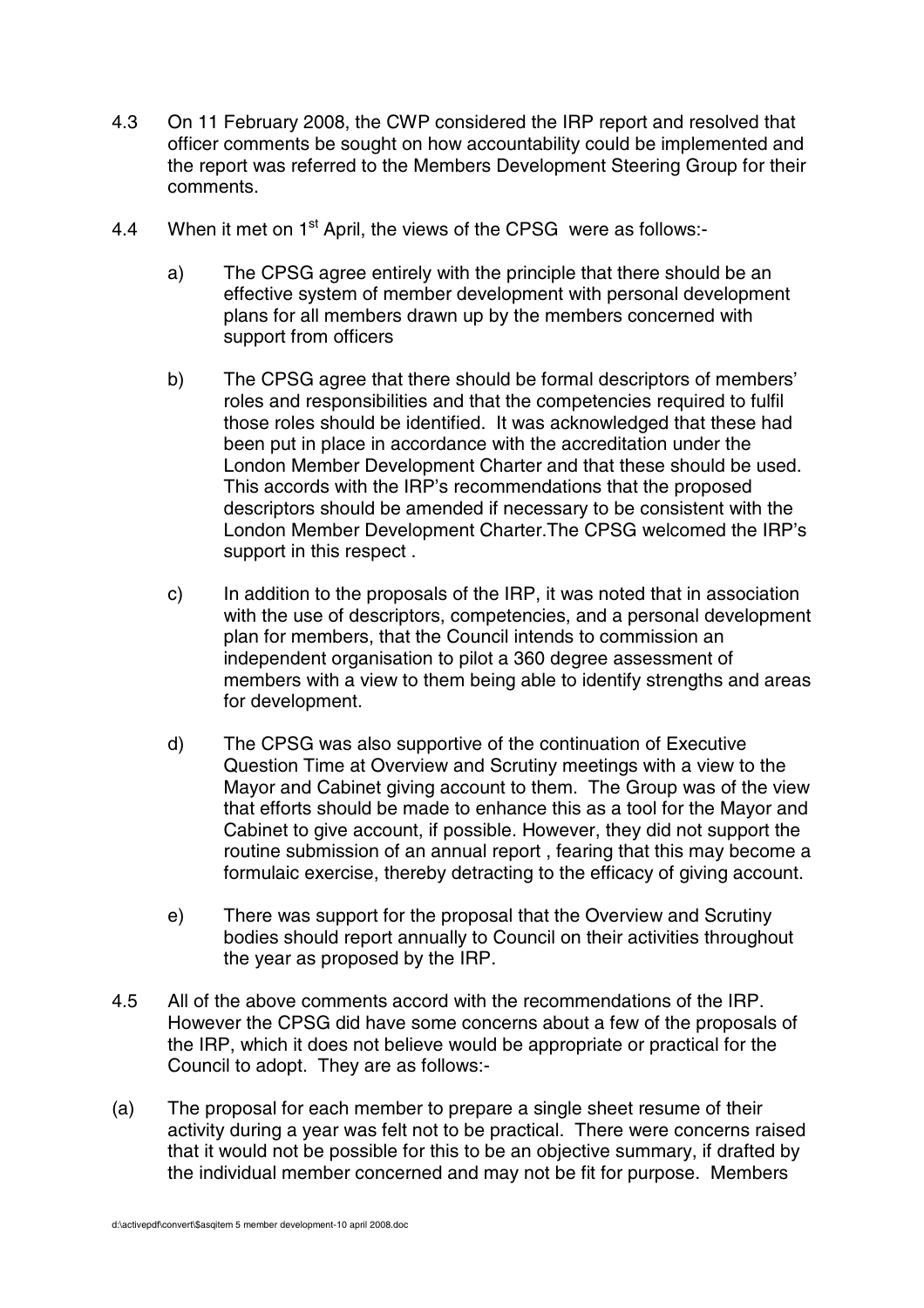4.3 On 11 February 2008, the CWP considered the IRP report and resolved that officer comments be sought on how accountability could be implemented and the report was referred to the Members Development Steering Group for their comments.

4.4 When it met on 1st April, the views of the CPSG were as follows:-

a) The CPSG agree entirely with the principle that there should be an effective system of member development with personal development plans for all members drawn up by the members concerned with support from officers

b) The CPSG agree that there should be formal descriptors of members' roles and responsibilities and that the competencies required to fulfil those roles should be identified. It was acknowledged that these had been put in place in accordance with the accreditation under the London Member Development Charter and that these should be used. This accords with the IRP's recommendations that the proposed descriptors should be amended if necessary to be consistent with the London Member Development Charter.The CPSG welcomed the IRP's support in this respect .

c) In addition to the proposals of the IRP, it was noted that in association with the use of descriptors, competencies, and a personal development plan for members, that the Council intends to commission an independent organisation to pilot a 360 degree assessment of members with a view to them being able to identify strengths and areas for development.

d) The CPSG was also supportive of the continuation of Executive Question Time at Overview and Scrutiny meetings with a view to the Mayor and Cabinet giving account to them. The Group was of the view that efforts should be made to enhance this as a tool for the Mayor and Cabinet to give account, if possible. However, they did not support the routine submission of an annual report , fearing that this may become a formulaic exercise, thereby detracting to the efficacy of giving account.

e) There was support for the proposal that the Overview and Scrutiny bodies should report annually to Council on their activities throughout the year as proposed by the IRP.

4.5 All of the above comments accord with the recommendations of the IRP. However the CPSG did have some concerns about a few of the proposals of the IRP, which it does not believe would be appropriate or practical for the Council to adopt. They are as follows:-

(a) The proposal for each member to prepare a single sheet resume of their activity during a year was felt not to be practical. There were concerns raised that it would not be possible for this to be an objective summary, if drafted by the individual member concerned and may not be fit for purpose. Members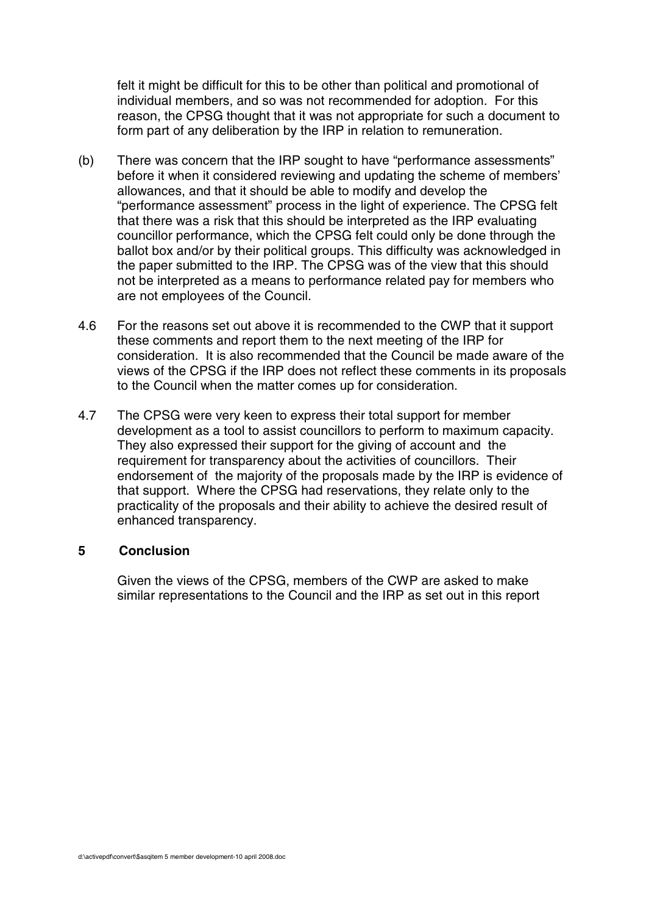felt it might be difficult for this to be other than political and promotional of individual members, and so was not recommended for adoption. For this reason, the CPSG thought that it was not appropriate for such a document to form part of any deliberation by the IRP in relation to remuneration.

(b) There was concern that the IRP sought to have "performance assessments" before it when it considered reviewing and updating the scheme of members' allowances, and that it should be able to modify and develop the "performance assessment" process in the light of experience. The CPSG felt that there was a risk that this should be interpreted as the IRP evaluating councillor performance, which the CPSG felt could only be done through the ballot box and/or by their political groups. This difficulty was acknowledged in the paper submitted to the IRP. The CPSG was of the view that this should not be interpreted as a means to performance related pay for members who are not employees of the Council.

4.6 For the reasons set out above it is recommended to the CWP that it support these comments and report them to the next meeting of the IRP for consideration. It is also recommended that the Council be made aware of the views of the CPSG if the IRP does not reflect these comments in its proposals to the Council when the matter comes up for consideration.

4.7 The CPSG were very keen to express their total support for member development as a tool to assist councillors to perform to maximum capacity. They also expressed their support for the giving of account and the requirement for transparency about the activities of councillors. Their endorsement of the majority of the proposals made by the IRP is evidence of that support. Where the CPSG had reservations, they relate only to the practicality of the proposals and their ability to achieve the desired result of enhanced transparency.

## 5 Conclusion

Given the views of the CPSG, members of the CWP are asked to make similar representations to the Council and the IRP as set out in this report